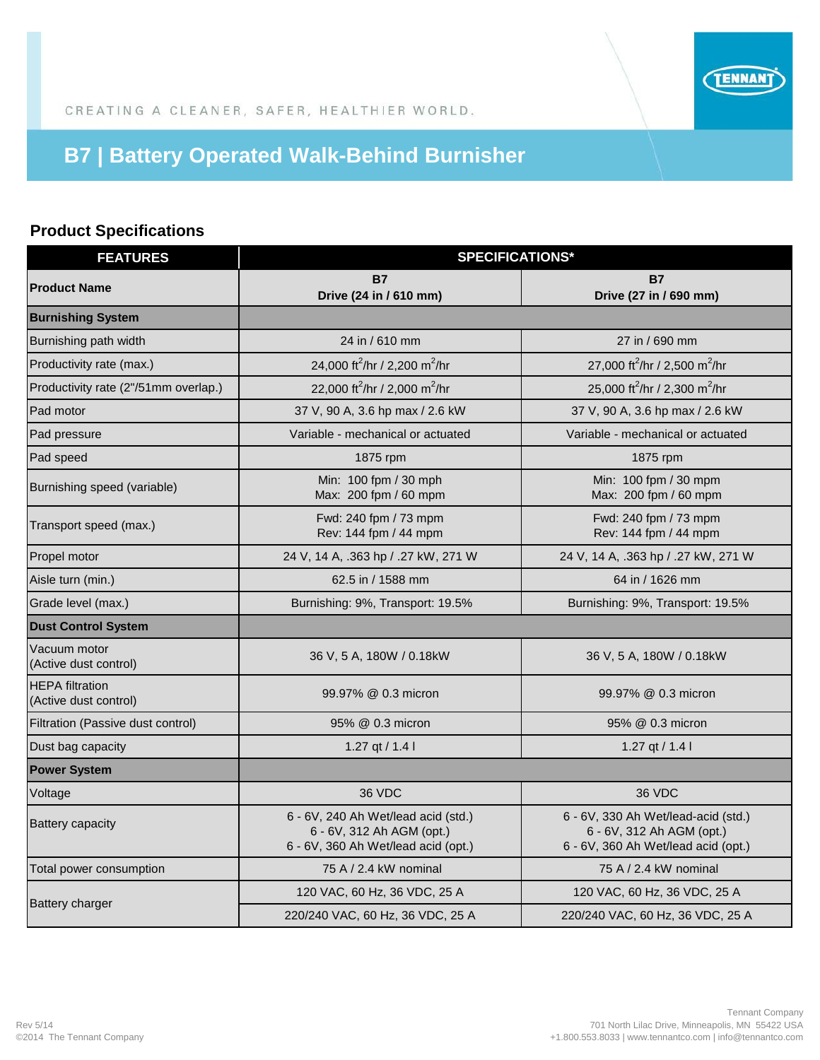CREATING A CLEANER, SAFER, HEALTHIER WORLD.

# B7 | Battery Operated Walk-Behind Burnisher

## Product Specifications

| FEATURES | SPECIFICATIONS* | |
|---|---|---|
| **Product Name** | **B7 Drive (24 in / 610 mm)** | **B7 Drive (27 in / 690 mm)** |
| **Burnishing System** | | |
| Burnishing path width | 24 in / 610 mm | 27 in / 690 mm |
| Productivity rate (max.) | 24,000 $ft^2$/hr / 2,200 $m^2$/hr | 27,000 $ft^2$/hr / 2,500 $m^2$/hr |
| Productivity rate (2"/51mm overlap.) | 22,000 $ft^2$/hr / 2,000 $m^2$/hr | 25,000 $ft^2$/hr / 2,300 $m^2$/hr |
| Pad motor | 37 V, 90 A, 3.6 hp max / 2.6 kW | 37 V, 90 A, 3.6 hp max / 2.6 kW |
| Pad pressure | Variable - mechanical or actuated | Variable - mechanical or actuated |
| Pad speed | 1875 rpm | 1875 rpm |
| Burnishing speed (variable) | Min: 100 fpm / 30 mph<br>Max: 200 fpm / 60 mpm | Min: 100 fpm / 30 mpm<br>Max: 200 fpm / 60 mpm |
| Transport speed (max.) | Fwd: 240 fpm / 73 mpm<br>Rev: 144 fpm / 44 mpm | Fwd: 240 fpm / 73 mpm<br>Rev: 144 fpm / 44 mpm |
| Propel motor | 24 V, 14 A, .363 hp / .27 kW, 271 W | 24 V, 14 A, .363 hp / .27 kW, 271 W |
| Aisle turn (min.) | 62.5 in / 1588 mm | 64 in / 1626 mm |
| Grade level (max.) | Burnishing: 9%, Transport: 19.5% | Burnishing: 9%, Transport: 19.5% |
| **Dust Control System** | | |
| Vacuum motor (Active dust control) | 36 V, 5 A, 180W / 0.18kW | 36 V, 5 A, 180W / 0.18kW |
| HEPA filtration (Active dust control) | 99.97% @ 0.3 micron | 99.97% @ 0.3 micron |
| Filtration (Passive dust control) | 95% @ 0.3 micron | 95% @ 0.3 micron |
| Dust bag capacity | 1.27 qt / 1.4 l | 1.27 qt / 1.4 l |
| **Power System** | | |
| Voltage | 36 VDC | 36 VDC |
| Battery capacity | 6 - 6V, 240 Ah Wet/lead acid (std.)<br>6 - 6V, 312 Ah AGM (opt.)<br>6 - 6V, 360 Ah Wet/lead acid (opt.) | 6 - 6V, 330 Ah Wet/lead-acid (std.)<br>6 - 6V, 312 Ah AGM (opt.)<br>6 - 6V, 360 Ah Wet/lead acid (opt.) |
| Total power consumption | 75 A / 2.4 kW nominal | 75 A / 2.4 kW nominal |
| Battery charger | 120 VAC, 60 Hz, 36 VDC, 25 A | 120 VAC, 60 Hz, 36 VDC, 25 A |
| | 220/240 VAC, 60 Hz, 36 VDC, 25 A | 220/240 VAC, 60 Hz, 36 VDC, 25 A |

Rev 5/14
©2014 The Tennant Company

Tennant Company
701 North Lilac Drive, Minneapolis, MN 55422 USA
+1.800.553.8033 | www.tennantco.com | info@tennantco.com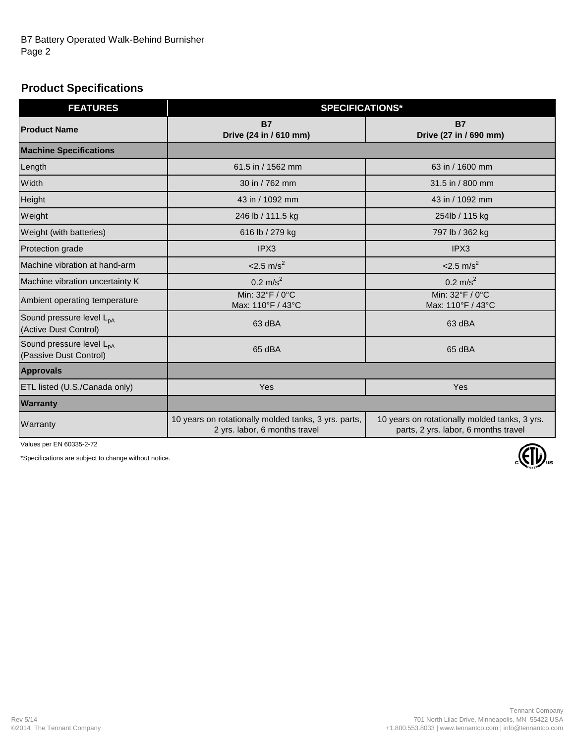B7 Battery Operated Walk-Behind Burnisher
Page 2

## Product Specifications

| FEATURES | SPECIFICATIONS* | |
|---|---|---|
| **Product Name** | **B7 Drive (24 in / 610 mm)** | **B7 Drive (27 in / 690 mm)** |
| **Machine Specifications** | | |
| Length | 61.5 in / 1562 mm | 63 in / 1600 mm |
| Width | 30 in / 762 mm | 31.5 in / 800 mm |
| Height | 43 in / 1092 mm | 43 in / 1092 mm |
| Weight | 246 lb / 111.5 kg | 254lb / 115 kg |
| Weight (with batteries) | 616 lb / 279 kg | 797 lb / 362 kg |
| Protection grade | IPX3 | IPX3 |
| Machine vibration at hand-arm | <2.5 $m/s^2$ | <2.5 $m/s^2$ |
| Machine vibration uncertainty K | 0.2 $m/s^2$ | 0.2 $m/s^2$ |
| Ambient operating temperature | Min: 32°F / 0°C Max: 110°F / 43°C | Min: 32°F / 0°C Max: 110°F / 43°C |
| Sound pressure level $L_{pA}$ (Active Dust Control) | 63 dBA | 63 dBA |
| Sound pressure level $L_{pA}$ (Passive Dust Control) | 65 dBA | 65 dBA |
| **Approvals** | | |
| ETL listed (U.S./Canada only) | Yes | Yes |
| **Warranty** | | |
| Warranty | 10 years on rotationally molded tanks, 3 yrs. parts, 2 yrs. labor, 6 months travel | 10 years on rotationally molded tanks, 3 yrs. parts, 2 yrs. labor, 6 months travel |

Values per EN 60335-2-72

*Specifications are subject to change without notice.

Rev 5/14
©2014 The Tennant Company

Tennant Company
701 North Lilac Drive, Minneapolis, MN 55422 USA
+1.800.553.8033 | www.tennantco.com | info@tennantco.com